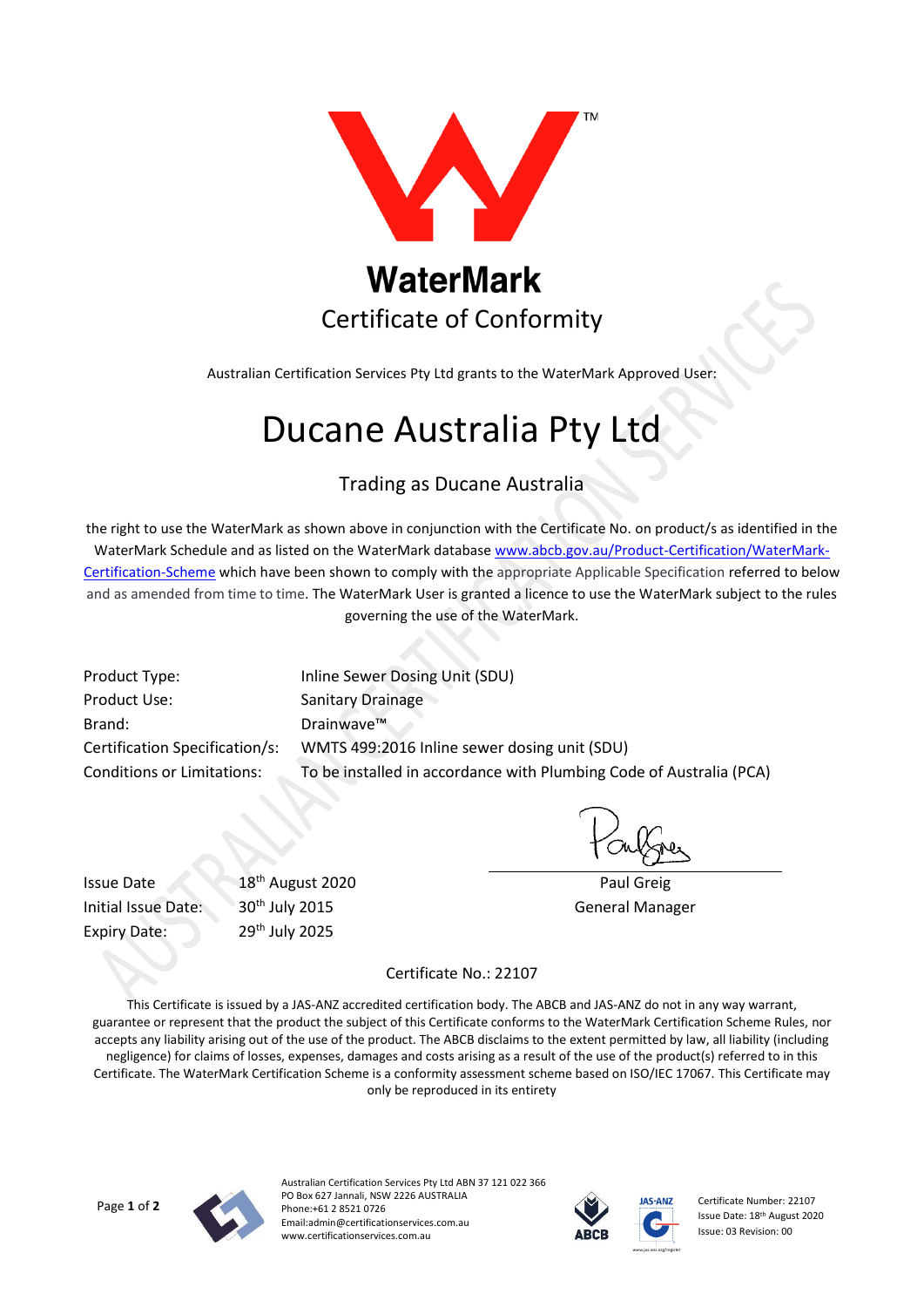# WaterMark

## Certificate of Conformity

Australian Certification Services Pty Ltd grants to the WaterMark Approved User:

# Ducane Australia Pty Ltd

### Trading as Ducane Australia

the right to use the WaterMark as shown above in conjunction with the Certificate No. on product/s as identified in the WaterMark Schedule and as listed on the WaterMark database [www.abcb.gov.au/Product-Certification/WaterMark-Certification-Scheme](www.abcb.gov.au/Product-Certification/WaterMark-Certification-Scheme) which have been shown to comply with the appropriate Applicable Specification referred to below and as amended from time to time. The WaterMark User is granted a licence to use the WaterMark subject to the rules governing the use of the WaterMark.

| | |
|---|---|
| Product Type: | Inline Sewer Dosing Unit (SDU) |
| Product Use: | Sanitary Drainage |
| Brand: | Drainwave™ |
| Certification Specification/s: | WMTS 499:2016 Inline sewer dosing unit (SDU) |
| Conditions or Limitations: | To be installed in accordance with Plumbing Code of Australia (PCA) |

| | |
|---|---|
| Issue Date | 18th August 2020 |
| Initial Issue Date: | 30th July 2015 |
| Expiry Date: | 29th July 2025 |

Paul Greig
General Manager

Certificate No.: 22107

This Certificate is issued by a JAS-ANZ accredited certification body. The ABCB and JAS-ANZ do not in any way warrant, guarantee or represent that the product the subject of this Certificate conforms to the WaterMark Certification Scheme Rules, nor accepts any liability arising out of the use of the product. The ABCB disclaims to the extent permitted by law, all liability (including negligence) for claims of losses, expenses, damages and costs arising as a result of the use of the product(s) referred to in this Certificate. The WaterMark Certification Scheme is a conformity assessment scheme based on ISO/IEC 17067. This Certificate may only be reproduced in its entirety

Australian Certification Services Pty Ltd ABN 37 121 022 366
PO Box 627 Jannali, NSW 2226 AUSTRALIA
Phone:+61 2 8521 0726
Email:admin@certificationservices.com.au
www.certificationservices.com.au

Certificate Number: 22107
Issue Date: 18th August 2020
Issue: 03 Revision: 00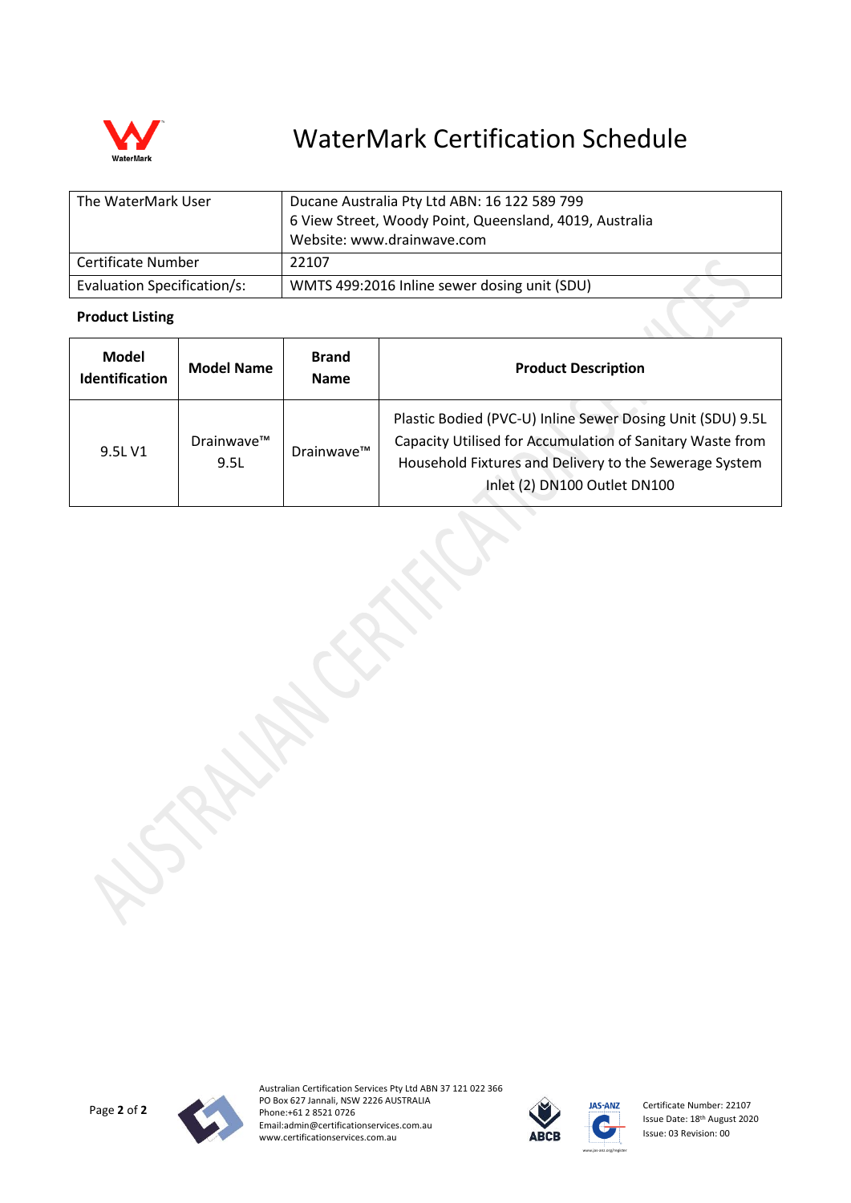# WaterMark Certification Schedule

| | |
|---|---|
| The WaterMark User | Ducane Australia Pty Ltd ABN: 16 122 589 799<br>6 View Street, Woody Point, Queensland, 4019, Australia<br>Website: www.drainwave.com |
| Certificate Number | 22107 |
| Evaluation Specification/s: | WMTS 499:2016 Inline sewer dosing unit (SDU) |

**Product Listing**

| Model Identification | Model Name | Brand Name | Product Description |
|---|---|---|---|
| 9.5L V1 | Drainwave™ 9.5L | Drainwave™ | Plastic Bodied (PVC-U) Inline Sewer Dosing Unit (SDU) 9.5L Capacity Utilised for Accumulation of Sanitary Waste from Household Fixtures and Delivery to the Sewerage System Inlet (2) DN100 Outlet DN100 |

Australian Certification Services Pty Ltd ABN 37 121 022 366
PO Box 627 Jannali, NSW 2226 AUSTRALIA
Phone:+61 2 8521 0726
Email:admin@certificationservices.com.au
www.certificationservices.com.au

Certificate Number: 22107
Issue Date: 18th August 2020
Issue: 03 Revision: 00